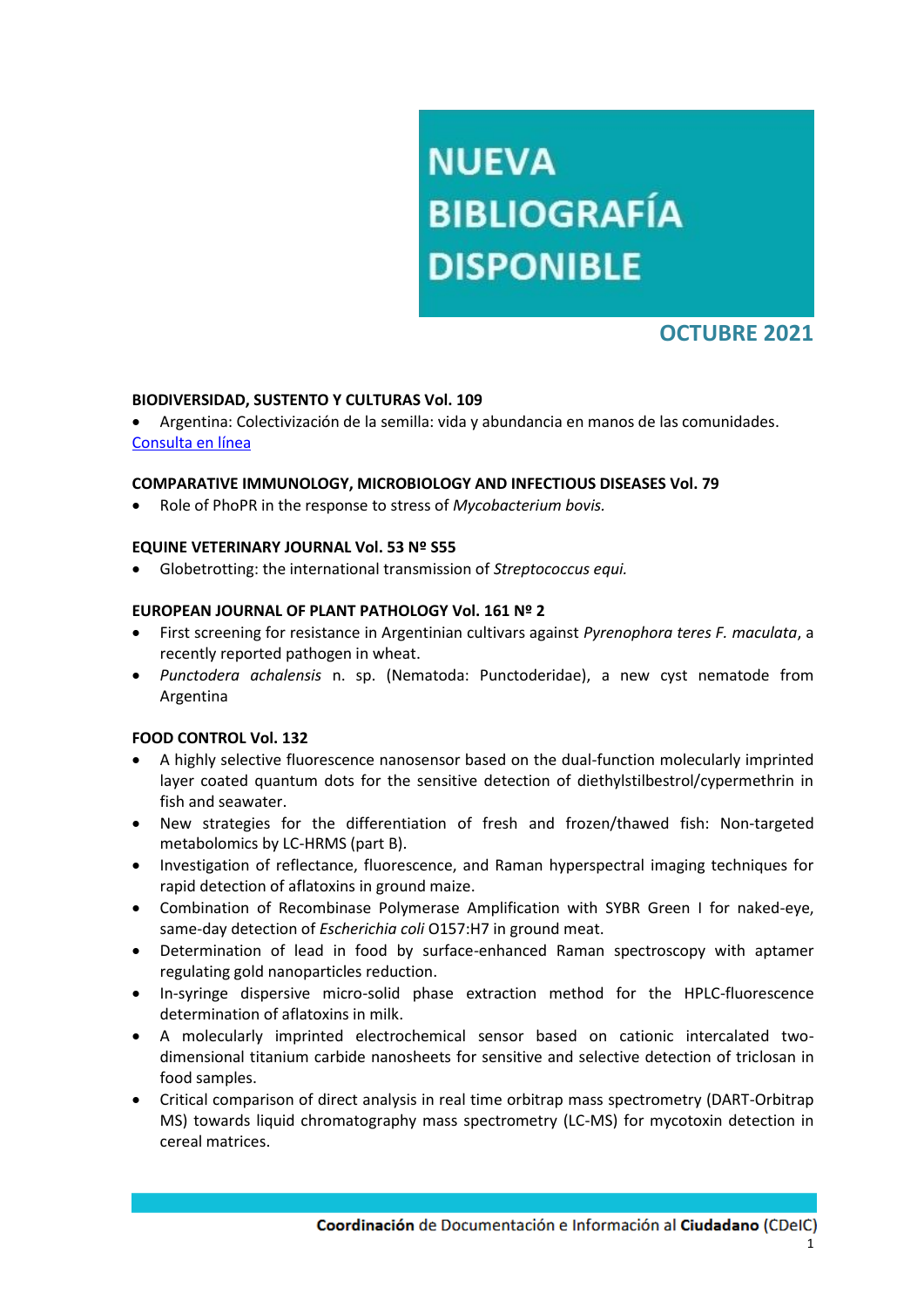# NUEVA BIBLIOGRAFÍA DISPONIBLE

## OCTUBRE 2021

**BIODIVERSIDAD, SUSTENTO Y CULTURAS Vol. 109**

- Argentina: Colectivización de la semilla: vida y abundancia en manos de las comunidades.

[Consulta en línea]

**COMPARATIVE IMMUNOLOGY, MICROBIOLOGY AND INFECTIOUS DISEASES Vol. 79**

- Role of PhoPR in the response to stress of *Mycobacterium bovis.*

**EQUINE VETERINARY JOURNAL Vol. 53 Nº S55**

- Globetrotting: the international transmission of *Streptococcus equi.*

**EUROPEAN JOURNAL OF PLANT PATHOLOGY Vol. 161 Nº 2**

- First screening for resistance in Argentinian cultivars against *Pyrenophora teres F. maculata*, a recently reported pathogen in wheat.
- *Punctodera achalensis* n. sp. (Nematoda: Punctoderidae), a new cyst nematode from Argentina

**FOOD CONTROL Vol. 132**

- A highly selective fluorescence nanosensor based on the dual-function molecularly imprinted layer coated quantum dots for the sensitive detection of diethylstilbestrol/cypermethrin in fish and seawater.
- New strategies for the differentiation of fresh and frozen/thawed fish: Non-targeted metabolomics by LC-HRMS (part B).
- Investigation of reflectance, fluorescence, and Raman hyperspectral imaging techniques for rapid detection of aflatoxins in ground maize.
- Combination of Recombinase Polymerase Amplification with SYBR Green I for naked-eye, same-day detection of *Escherichia coli* O157:H7 in ground meat.
- Determination of lead in food by surface-enhanced Raman spectroscopy with aptamer regulating gold nanoparticles reduction.
- In-syringe dispersive micro-solid phase extraction method for the HPLC-fluorescence determination of aflatoxins in milk.
- A molecularly imprinted electrochemical sensor based on cationic intercalated two-dimensional titanium carbide nanosheets for sensitive and selective detection of triclosan in food samples.
- Critical comparison of direct analysis in real time orbitrap mass spectrometry (DART-Orbitrap MS) towards liquid chromatography mass spectrometry (LC-MS) for mycotoxin detection in cereal matrices.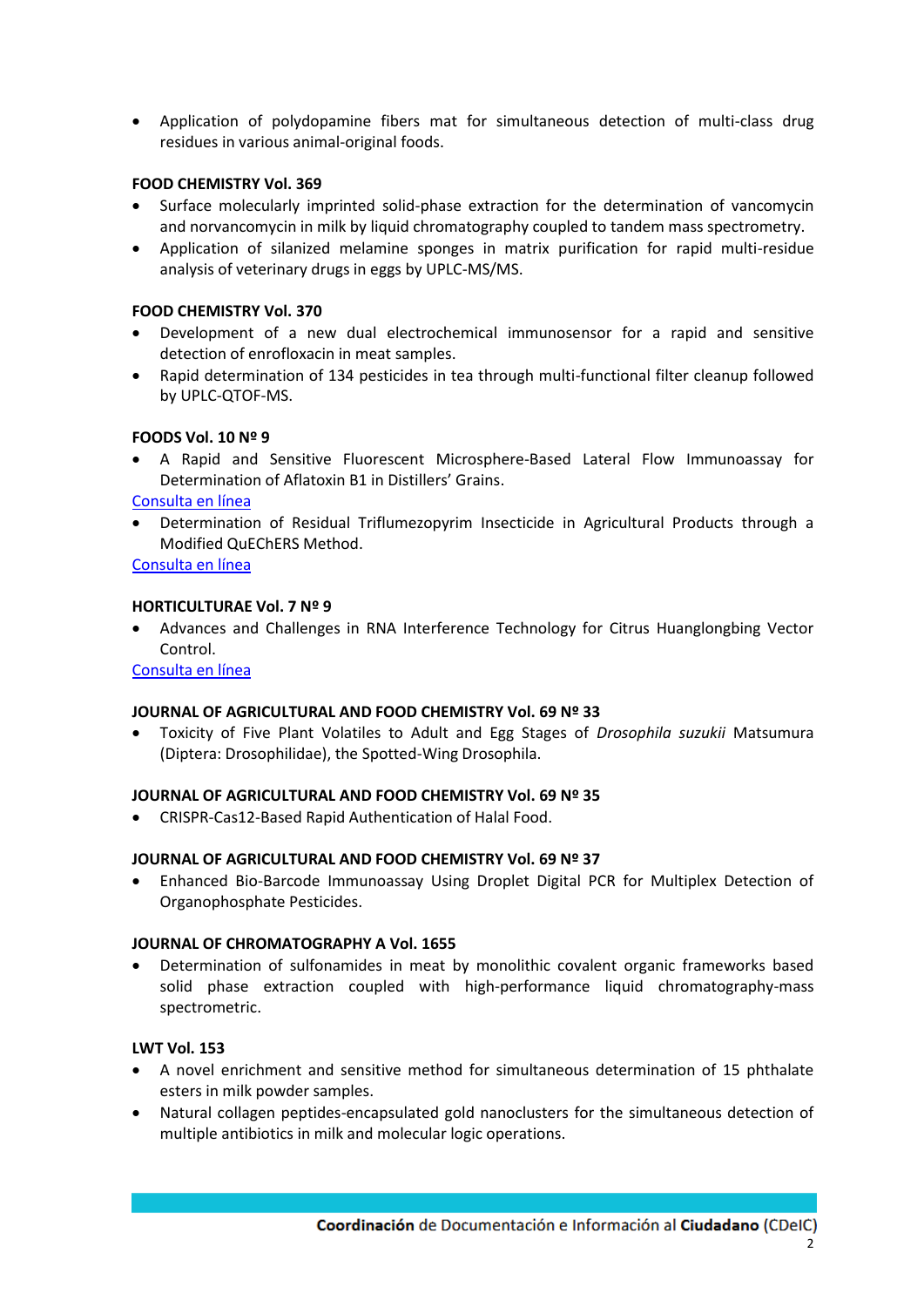- Application of polydopamine fibers mat for simultaneous detection of multi-class drug residues in various animal-original foods.

**FOOD CHEMISTRY Vol. 369**

- Surface molecularly imprinted solid-phase extraction for the determination of vancomycin and norvancomycin in milk by liquid chromatography coupled to tandem mass spectrometry.
- Application of silanized melamine sponges in matrix purification for rapid multi-residue analysis of veterinary drugs in eggs by UPLC-MS/MS.

**FOOD CHEMISTRY Vol. 370**

- Development of a new dual electrochemical immunosensor for a rapid and sensitive detection of enrofloxacin in meat samples.
- Rapid determination of 134 pesticides in tea through multi-functional filter cleanup followed by UPLC-QTOF-MS.

**FOODS Vol. 10 Nº 9**

- A Rapid and Sensitive Fluorescent Microsphere-Based Lateral Flow Immunoassay for Determination of Aflatoxin B1 in Distillers' Grains.

Consulta en línea

- Determination of Residual Triflumezopyrim Insecticide in Agricultural Products through a Modified QuEChERS Method.

Consulta en línea

**HORTICULTURAE Vol. 7 Nº 9**

- Advances and Challenges in RNA Interference Technology for Citrus Huanglongbing Vector Control.

Consulta en línea

**JOURNAL OF AGRICULTURAL AND FOOD CHEMISTRY Vol. 69 Nº 33**

- Toxicity of Five Plant Volatiles to Adult and Egg Stages of *Drosophila suzukii* Matsumura (Diptera: Drosophilidae), the Spotted-Wing Drosophila.

**JOURNAL OF AGRICULTURAL AND FOOD CHEMISTRY Vol. 69 Nº 35**

- CRISPR-Cas12-Based Rapid Authentication of Halal Food.

**JOURNAL OF AGRICULTURAL AND FOOD CHEMISTRY Vol. 69 Nº 37**

- Enhanced Bio-Barcode Immunoassay Using Droplet Digital PCR for Multiplex Detection of Organophosphate Pesticides.

**JOURNAL OF CHROMATOGRAPHY A Vol. 1655**

- Determination of sulfonamides in meat by monolithic covalent organic frameworks based solid phase extraction coupled with high-performance liquid chromatography-mass spectrometric.

**LWT Vol. 153**

- A novel enrichment and sensitive method for simultaneous determination of 15 phthalate esters in milk powder samples.
- Natural collagen peptides-encapsulated gold nanoclusters for the simultaneous detection of multiple antibiotics in milk and molecular logic operations.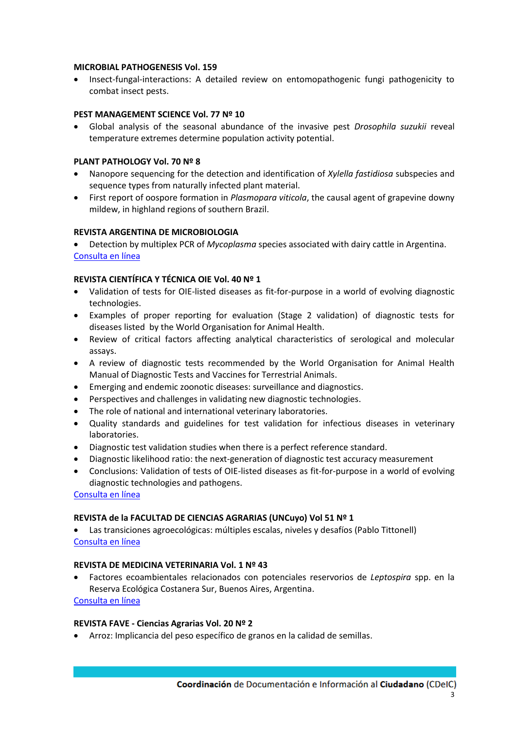**MICROBIAL PATHOGENESIS Vol. 159**

- Insect-fungal-interactions: A detailed review on entomopathogenic fungi pathogenicity to combat insect pests.

**PEST MANAGEMENT SCIENCE Vol. 77 Nº 10**

- Global analysis of the seasonal abundance of the invasive pest *Drosophila suzukii* reveal temperature extremes determine population activity potential.

**PLANT PATHOLOGY Vol. 70 Nº 8**

- Nanopore sequencing for the detection and identification of *Xylella fastidiosa* subspecies and sequence types from naturally infected plant material.
- First report of oospore formation in *Plasmopara viticola*, the causal agent of grapevine downy mildew, in highland regions of southern Brazil.

**REVISTA ARGENTINA DE MICROBIOLOGIA**

- Detection by multiplex PCR of *Mycoplasma* species associated with dairy cattle in Argentina.

Consulta en línea

**REVISTA CIENTÍFICA Y TÉCNICA OIE Vol. 40 Nº 1**

- Validation of tests for OIE-listed diseases as fit-for-purpose in a world of evolving diagnostic technologies.
- Examples of proper reporting for evaluation (Stage 2 validation) of diagnostic tests for diseases listed by the World Organisation for Animal Health.
- Review of critical factors affecting analytical characteristics of serological and molecular assays.
- A review of diagnostic tests recommended by the World Organisation for Animal Health Manual of Diagnostic Tests and Vaccines for Terrestrial Animals.
- Emerging and endemic zoonotic diseases: surveillance and diagnostics.
- Perspectives and challenges in validating new diagnostic technologies.
- The role of national and international veterinary laboratories.
- Quality standards and guidelines for test validation for infectious diseases in veterinary laboratories.
- Diagnostic test validation studies when there is a perfect reference standard.
- Diagnostic likelihood ratio: the next-generation of diagnostic test accuracy measurement
- Conclusions: Validation of tests of OIE-listed diseases as fit-for-purpose in a world of evolving diagnostic technologies and pathogens.

Consulta en línea

**REVISTA de la FACULTAD DE CIENCIAS AGRARIAS (UNCuyo) Vol 51 Nº 1**

- Las transiciones agroecológicas: múltiples escalas, niveles y desafíos (Pablo Tittonell)

Consulta en línea

**REVISTA DE MEDICINA VETERINARIA Vol. 1 Nº 43**

- Factores ecoambientales relacionados con potenciales reservorios de *Leptospira* spp. en la Reserva Ecológica Costanera Sur, Buenos Aires, Argentina.

Consulta en línea

**REVISTA FAVE - Ciencias Agrarias Vol. 20 Nº 2**

- Arroz: Implicancia del peso específico de granos en la calidad de semillas.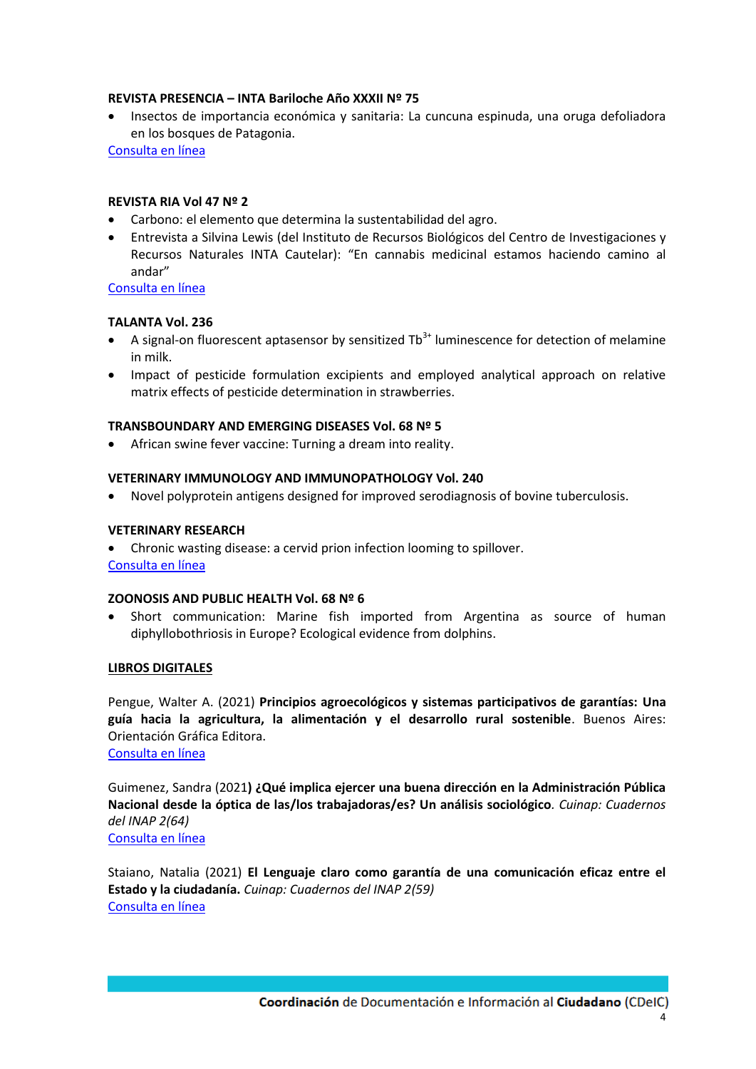**REVISTA PRESENCIA – INTA Bariloche Año XXXII Nº 75**

- Insectos de importancia económica y sanitaria: La cuncuna espinuda, una oruga defoliadora en los bosques de Patagonia.

Consulta en línea

**REVISTA RIA Vol 47 Nº 2**

- Carbono: el elemento que determina la sustentabilidad del agro.
- Entrevista a Silvina Lewis (del Instituto de Recursos Biológicos del Centro de Investigaciones y Recursos Naturales INTA Cautelar): "En cannabis medicinal estamos haciendo camino al andar"

Consulta en línea

**TALANTA Vol. 236**

- A signal-on fluorescent aptasensor by sensitized $Tb^{3+}$ luminescence for detection of melamine in milk.
- Impact of pesticide formulation excipients and employed analytical approach on relative matrix effects of pesticide determination in strawberries.

**TRANSBOUNDARY AND EMERGING DISEASES Vol. 68 Nº 5**

- African swine fever vaccine: Turning a dream into reality.

**VETERINARY IMMUNOLOGY AND IMMUNOPATHOLOGY Vol. 240**

- Novel polyprotein antigens designed for improved serodiagnosis of bovine tuberculosis.

**VETERINARY RESEARCH**

- Chronic wasting disease: a cervid prion infection looming to spillover.

Consulta en línea

**ZOONOSIS AND PUBLIC HEALTH Vol. 68 Nº 6**

- Short communication: Marine fish imported from Argentina as source of human diphyllobothriosis in Europe? Ecological evidence from dolphins.

**LIBROS DIGITALES**

Pengue, Walter A. (2021) **Principios agroecológicos y sistemas participativos de garantías: Una guía hacia la agricultura, la alimentación y el desarrollo rural sostenible**. Buenos Aires: Orientación Gráfica Editora.

Consulta en línea

Guimenez, Sandra (2021**) ¿Qué implica ejercer una buena dirección en la Administración Pública Nacional desde la óptica de las/los trabajadoras/es? Un análisis sociológico***. Cuinap: Cuadernos del INAP 2(64)*

Consulta en línea

Staiano, Natalia (2021) **El Lenguaje claro como garantía de una comunicación eficaz entre el Estado y la ciudadanía.** *Cuinap: Cuadernos del INAP 2(59)*

Consulta en línea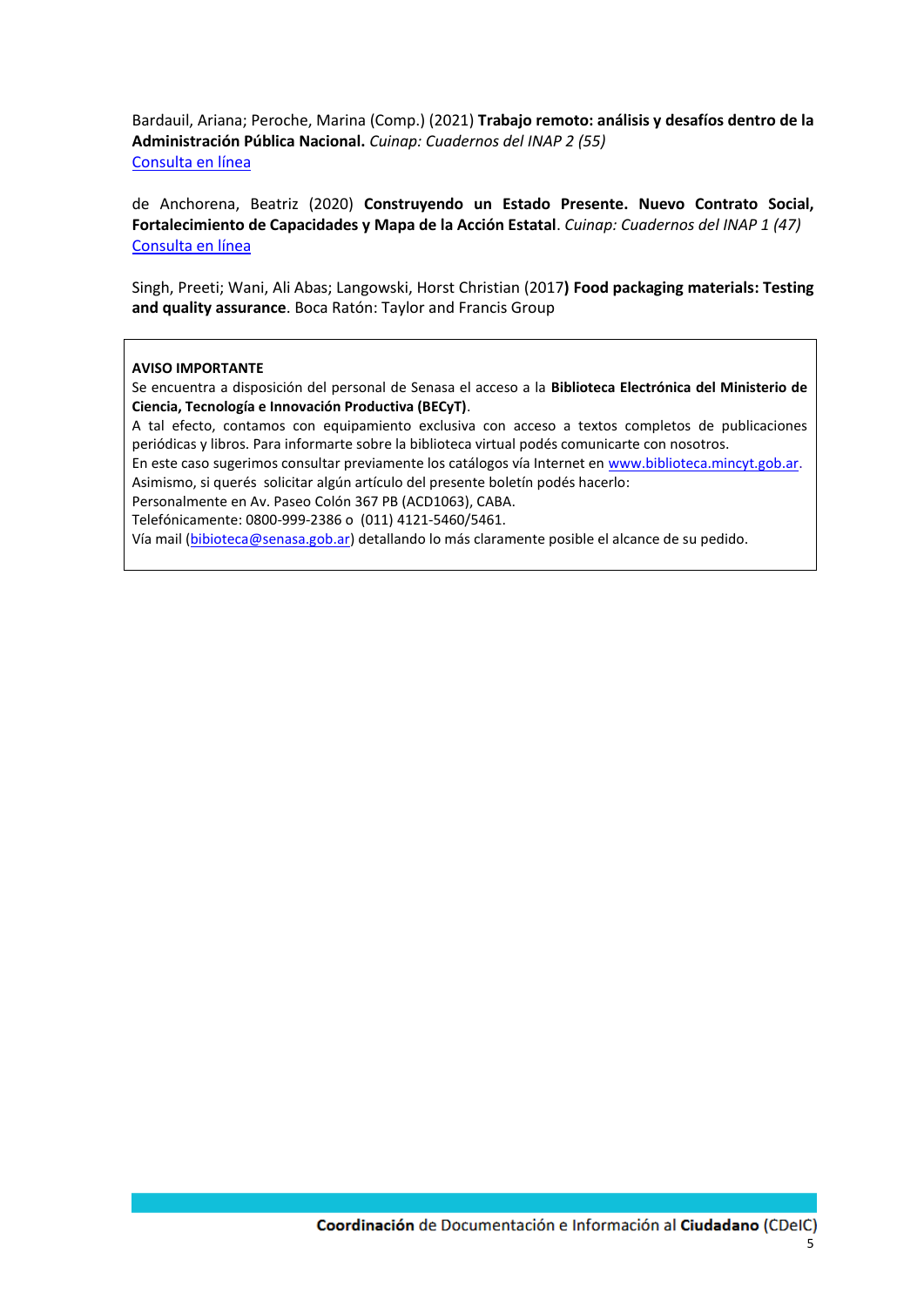Bardauil, Ariana; Peroche, Marina (Comp.) (2021) **Trabajo remoto: análisis y desafíos dentro de la Administración Pública Nacional.** *Cuinap: Cuadernos del INAP 2 (55)*
Consulta en línea

de Anchorena, Beatriz (2020) **Construyendo un Estado Presente. Nuevo Contrato Social, Fortalecimiento de Capacidades y Mapa de la Acción Estatal**. *Cuinap: Cuadernos del INAP 1 (47)*
Consulta en línea

Singh, Preeti; Wani, Ali Abas; Langowski, Horst Christian (2017**) Food packaging materials: Testing and quality assurance**. Boca Ratón: Taylor and Francis Group

**AVISO IMPORTANTE**
Se encuentra a disposición del personal de Senasa el acceso a la **Biblioteca Electrónica del Ministerio de Ciencia, Tecnología e Innovación Productiva (BECyT)**.
A tal efecto, contamos con equipamiento exclusiva con acceso a textos completos de publicaciones periódicas y libros. Para informarte sobre la biblioteca virtual podés comunicarte con nosotros.
En este caso sugerimos consultar previamente los catálogos vía Internet en www.biblioteca.mincyt.gob.ar.
Asimismo, si querés solicitar algún artículo del presente boletín podés hacerlo:
Personalmente en Av. Paseo Colón 367 PB (ACD1063), CABA.
Telefónicamente: 0800-999-2386 o (011) 4121-5460/5461.
Vía mail (bibioteca@senasa.gob.ar) detallando lo más claramente posible el alcance de su pedido.